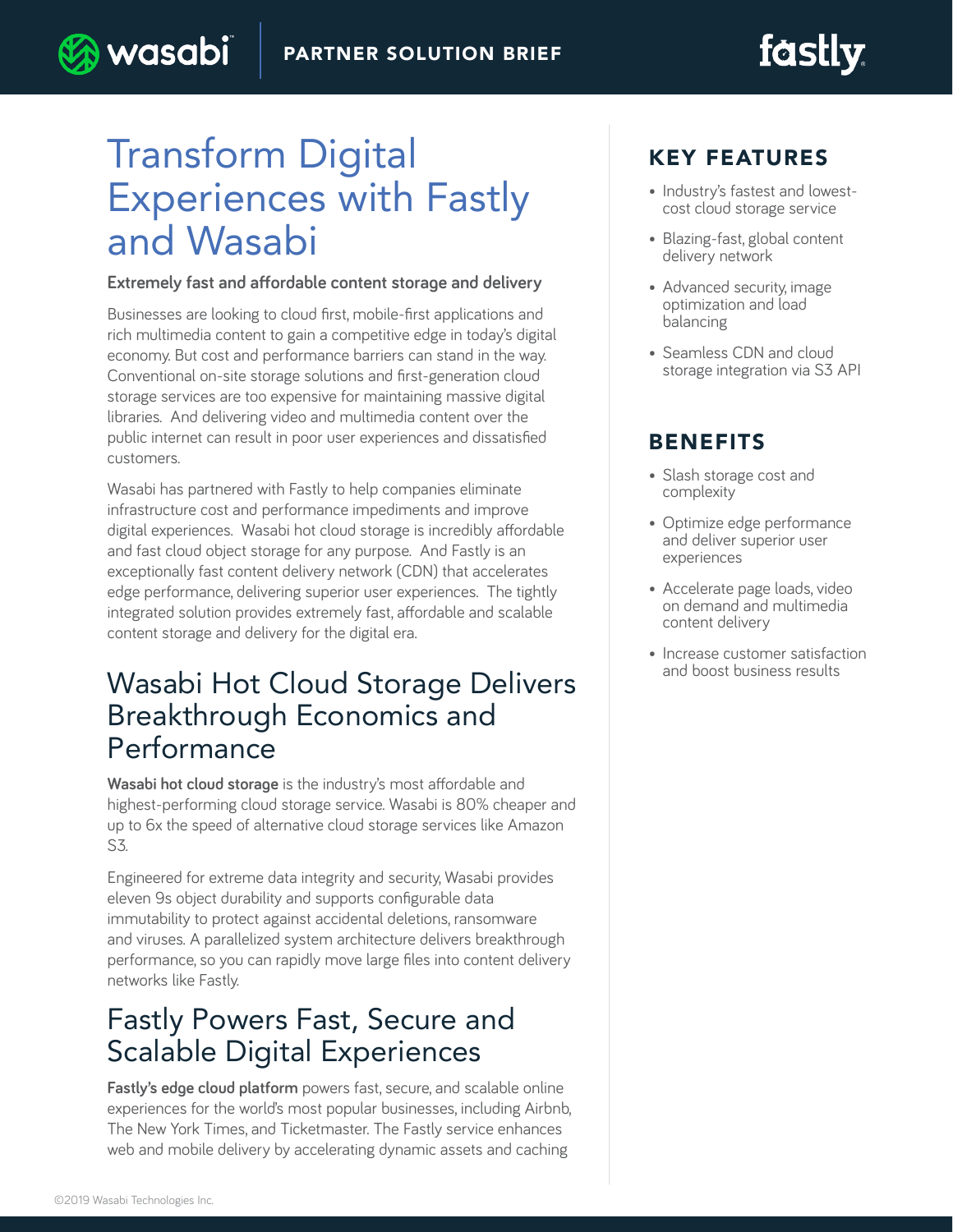PARTNER SOLUTION BRIEF

# Transform Digital Experiences with Fastly and Wasabi

**Extremely fast and affordable content storage and delivery**

Businesses are looking to cloud first, mobile-first applications and rich multimedia content to gain a competitive edge in today's digital economy. But cost and performance barriers can stand in the way. Conventional on-site storage solutions and first-generation cloud storage services are too expensive for maintaining massive digital libraries. And delivering video and multimedia content over the public internet can result in poor user experiences and dissatisfied customers.

Wasabi has partnered with Fastly to help companies eliminate infrastructure cost and performance impediments and improve digital experiences. Wasabi hot cloud storage is incredibly affordable and fast cloud object storage for any purpose. And Fastly is an exceptionally fast content delivery network (CDN) that accelerates edge performance, delivering superior user experiences. The tightly integrated solution provides extremely fast, affordable and scalable content storage and delivery for the digital era.

## Wasabi Hot Cloud Storage Delivers Breakthrough Economics and Performance

**Wasabi hot cloud storage** is the industry's most affordable and highest-performing cloud storage service. Wasabi is 80% cheaper and up to 6x the speed of alternative cloud storage services like Amazon S3.

Engineered for extreme data integrity and security, Wasabi provides eleven 9s object durability and supports configurable data immutability to protect against accidental deletions, ransomware and viruses. A parallelized system architecture delivers breakthrough performance, so you can rapidly move large files into content delivery networks like Fastly.

## Fastly Powers Fast, Secure and Scalable Digital Experiences

**Fastly's edge cloud platform** powers fast, secure, and scalable online experiences for the world's most popular businesses, including Airbnb, The New York Times, and Ticketmaster. The Fastly service enhances web and mobile delivery by accelerating dynamic assets and caching

## KEY FEATURES

- Industry's fastest and lowest-cost cloud storage service
- Blazing-fast, global content delivery network
- Advanced security, image optimization and load balancing
- Seamless CDN and cloud storage integration via S3 API

## BENEFITS

- Slash storage cost and complexity
- Optimize edge performance and deliver superior user experiences
- Accelerate page loads, video on demand and multimedia content delivery
- Increase customer satisfaction and boost business results

©2019 Wasabi Technologies Inc.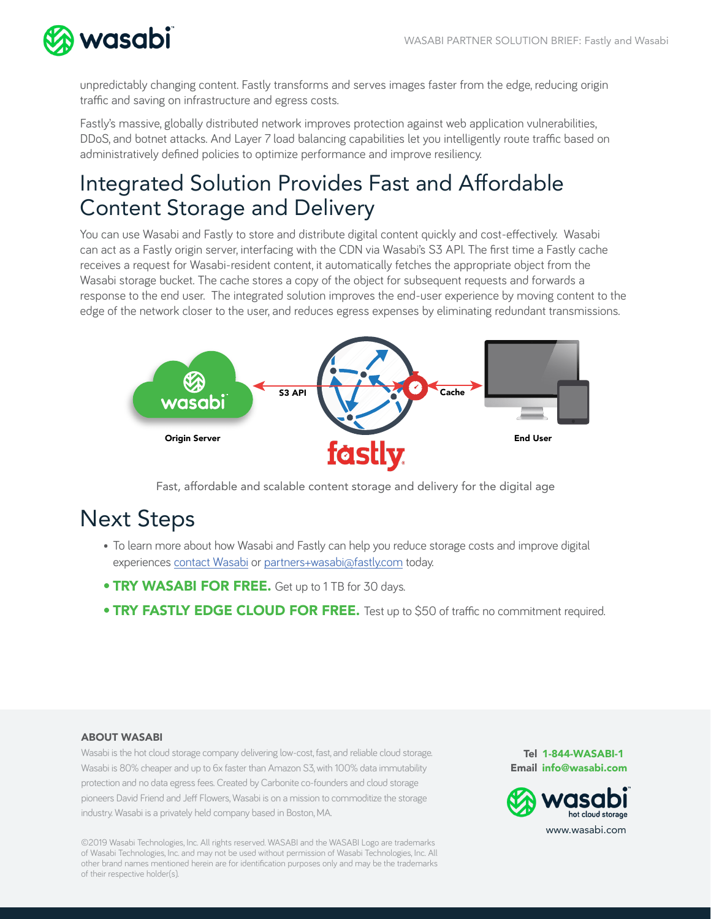unpredictably changing content. Fastly transforms and serves images faster from the edge, reducing origin traffic and saving on infrastructure and egress costs.

Fastly's massive, globally distributed network improves protection against web application vulnerabilities, DDoS, and botnet attacks. And Layer 7 load balancing capabilities let you intelligently route traffic based on administratively defined policies to optimize performance and improve resiliency.

## Integrated Solution Provides Fast and Affordable Content Storage and Delivery

You can use Wasabi and Fastly to store and distribute digital content quickly and cost-effectively. Wasabi can act as a Fastly origin server, interfacing with the CDN via Wasabi's S3 API. The first time a Fastly cache receives a request for Wasabi-resident content, it automatically fetches the appropriate object from the Wasabi storage bucket. The cache stores a copy of the object for subsequent requests and forwards a response to the end user. The integrated solution improves the end-user experience by moving content to the edge of the network closer to the user, and reduces egress expenses by eliminating redundant transmissions.

wasabi
Origin Server
S3 API
fastly
Cache
End User

Fast, affordable and scalable content storage and delivery for the digital age

## Next Steps

- To learn more about how Wasabi and Fastly can help you reduce storage costs and improve digital experiences contact Wasabi or partners+wasabi@fastly.com today.
- **TRY WASABI FOR FREE.** Get up to 1 TB for 30 days.
- **TRY FASTLY EDGE CLOUD FOR FREE.** Test up to $50 of traffic no commitment required.

**ABOUT WASABI**

Wasabi is the hot cloud storage company delivering low-cost, fast, and reliable cloud storage. Wasabi is 80% cheaper and up to 6x faster than Amazon S3, with 100% data immutability protection and no data egress fees. Created by Carbonite co-founders and cloud storage pioneers David Friend and Jeff Flowers, Wasabi is on a mission to commoditize the storage industry. Wasabi is a privately held company based in Boston, MA.

©2019 Wasabi Technologies, Inc. All rights reserved. WASABI and the WASABI Logo are trademarks of Wasabi Technologies, Inc. and may not be used without permission of Wasabi Technologies, Inc. All other brand names mentioned herein are for identification purposes only and may be the trademarks of their respective holder(s).

**Tel** 1-844-WASABI-1
**Email** info@wasabi.com

wasabi hot cloud storage
www.wasabi.com